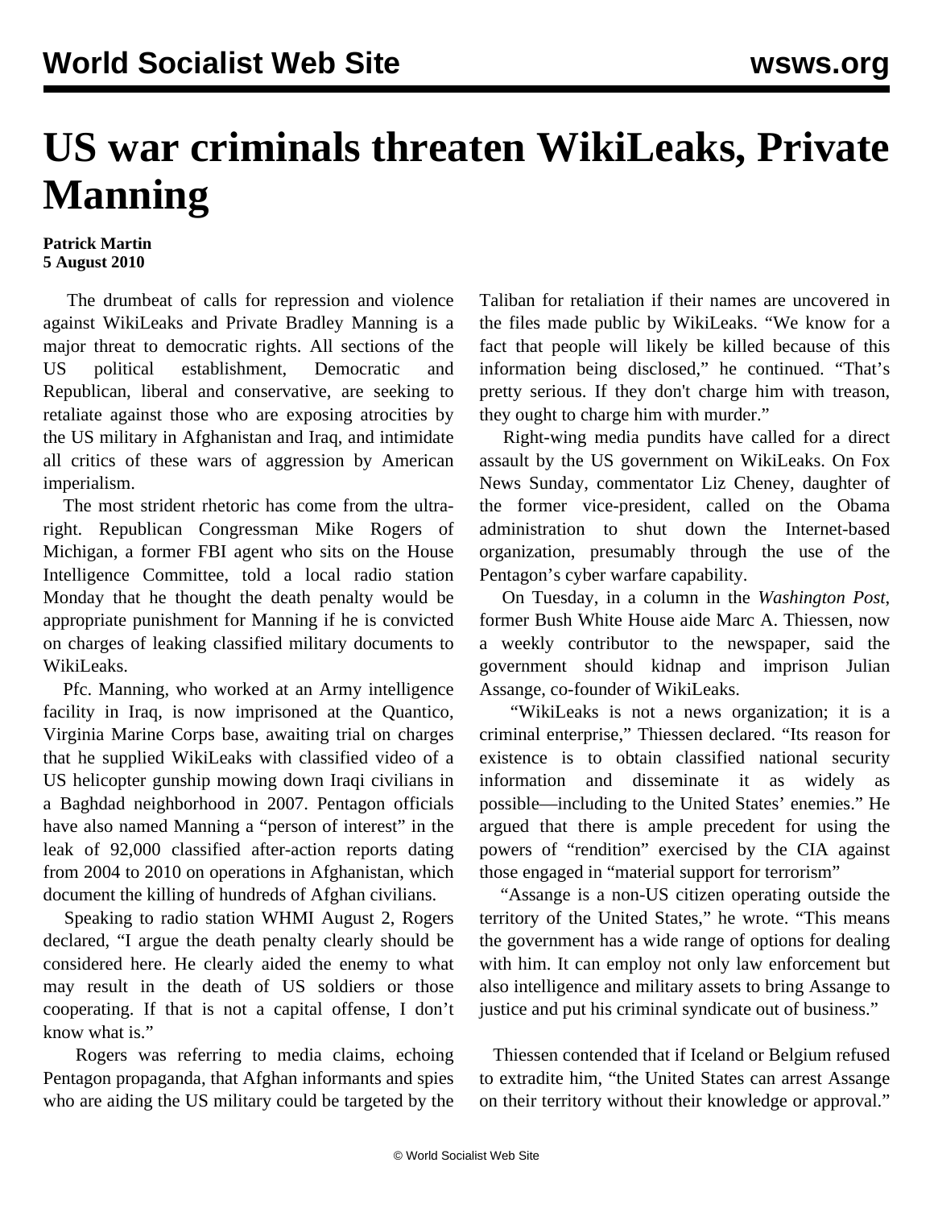# US war criminals threaten WikiLeaks, Private Manning

**Patrick Martin**
**5 August 2010**

The drumbeat of calls for repression and violence against WikiLeaks and Private Bradley Manning is a major threat to democratic rights. All sections of the US political establishment, Democratic and Republican, liberal and conservative, are seeking to retaliate against those who are exposing atrocities by the US military in Afghanistan and Iraq, and intimidate all critics of these wars of aggression by American imperialism.

The most strident rhetoric has come from the ultra-right. Republican Congressman Mike Rogers of Michigan, a former FBI agent who sits on the House Intelligence Committee, told a local radio station Monday that he thought the death penalty would be appropriate punishment for Manning if he is convicted on charges of leaking classified military documents to WikiLeaks.

Pfc. Manning, who worked at an Army intelligence facility in Iraq, is now imprisoned at the Quantico, Virginia Marine Corps base, awaiting trial on charges that he supplied WikiLeaks with classified video of a US helicopter gunship mowing down Iraqi civilians in a Baghdad neighborhood in 2007. Pentagon officials have also named Manning a "person of interest" in the leak of 92,000 classified after-action reports dating from 2004 to 2010 on operations in Afghanistan, which document the killing of hundreds of Afghan civilians.

Speaking to radio station WHMI August 2, Rogers declared, "I argue the death penalty clearly should be considered here. He clearly aided the enemy to what may result in the death of US soldiers or those cooperating. If that is not a capital offense, I don't know what is."

Rogers was referring to media claims, echoing Pentagon propaganda, that Afghan informants and spies who are aiding the US military could be targeted by the Taliban for retaliation if their names are uncovered in the files made public by WikiLeaks. "We know for a fact that people will likely be killed because of this information being disclosed," he continued. "That's pretty serious. If they don't charge him with treason, they ought to charge him with murder."

Right-wing media pundits have called for a direct assault by the US government on WikiLeaks. On Fox News Sunday, commentator Liz Cheney, daughter of the former vice-president, called on the Obama administration to shut down the Internet-based organization, presumably through the use of the Pentagon's cyber warfare capability.

On Tuesday, in a column in the *Washington Post*, former Bush White House aide Marc A. Thiessen, now a weekly contributor to the newspaper, said the government should kidnap and imprison Julian Assange, co-founder of WikiLeaks.

"WikiLeaks is not a news organization; it is a criminal enterprise," Thiessen declared. "Its reason for existence is to obtain classified national security information and disseminate it as widely as possible—including to the United States' enemies." He argued that there is ample precedent for using the powers of "rendition" exercised by the CIA against those engaged in "material support for terrorism"

"Assange is a non-US citizen operating outside the territory of the United States," he wrote. "This means the government has a wide range of options for dealing with him. It can employ not only law enforcement but also intelligence and military assets to bring Assange to justice and put his criminal syndicate out of business."

Thiessen contended that if Iceland or Belgium refused to extradite him, "the United States can arrest Assange on their territory without their knowledge or approval."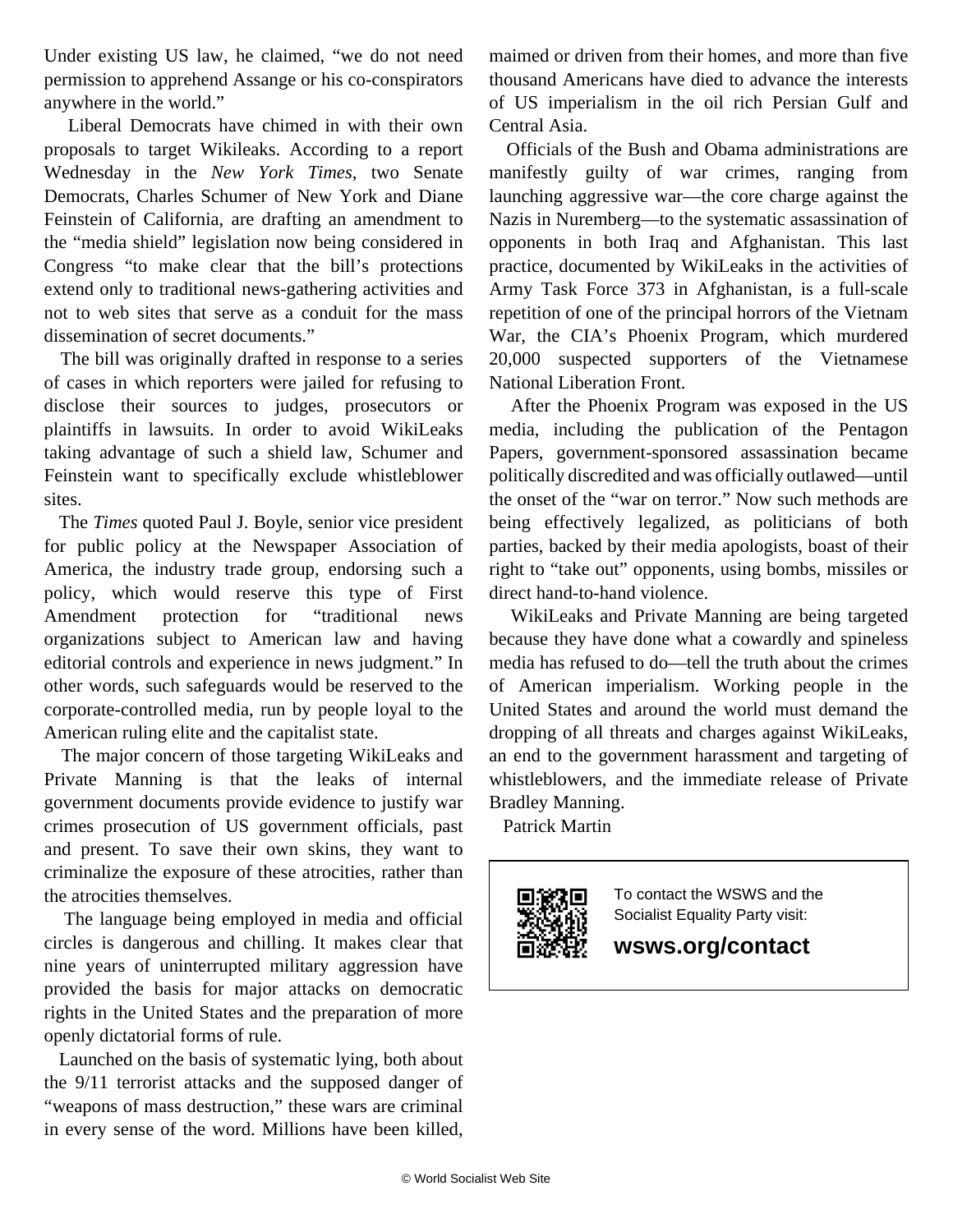Under existing US law, he claimed, "we do not need permission to apprehend Assange or his co-conspirators anywhere in the world."

Liberal Democrats have chimed in with their own proposals to target Wikileaks. According to a report Wednesday in the *New York Times*, two Senate Democrats, Charles Schumer of New York and Diane Feinstein of California, are drafting an amendment to the "media shield" legislation now being considered in Congress "to make clear that the bill's protections extend only to traditional news-gathering activities and not to web sites that serve as a conduit for the mass dissemination of secret documents."

The bill was originally drafted in response to a series of cases in which reporters were jailed for refusing to disclose their sources to judges, prosecutors or plaintiffs in lawsuits. In order to avoid WikiLeaks taking advantage of such a shield law, Schumer and Feinstein want to specifically exclude whistleblower sites.

The *Times* quoted Paul J. Boyle, senior vice president for public policy at the Newspaper Association of America, the industry trade group, endorsing such a policy, which would reserve this type of First Amendment protection for "traditional news organizations subject to American law and having editorial controls and experience in news judgment." In other words, such safeguards would be reserved to the corporate-controlled media, run by people loyal to the American ruling elite and the capitalist state.

The major concern of those targeting WikiLeaks and Private Manning is that the leaks of internal government documents provide evidence to justify war crimes prosecution of US government officials, past and present. To save their own skins, they want to criminalize the exposure of these atrocities, rather than the atrocities themselves.

The language being employed in media and official circles is dangerous and chilling. It makes clear that nine years of uninterrupted military aggression have provided the basis for major attacks on democratic rights in the United States and the preparation of more openly dictatorial forms of rule.

Launched on the basis of systematic lying, both about the 9/11 terrorist attacks and the supposed danger of "weapons of mass destruction," these wars are criminal in every sense of the word. Millions have been killed, maimed or driven from their homes, and more than five thousand Americans have died to advance the interests of US imperialism in the oil rich Persian Gulf and Central Asia.

Officials of the Bush and Obama administrations are manifestly guilty of war crimes, ranging from launching aggressive war—the core charge against the Nazis in Nuremberg—to the systematic assassination of opponents in both Iraq and Afghanistan. This last practice, documented by WikiLeaks in the activities of Army Task Force 373 in Afghanistan, is a full-scale repetition of one of the principal horrors of the Vietnam War, the CIA's Phoenix Program, which murdered 20,000 suspected supporters of the Vietnamese National Liberation Front.

After the Phoenix Program was exposed in the US media, including the publication of the Pentagon Papers, government-sponsored assassination became politically discredited and was officially outlawed—until the onset of the "war on terror." Now such methods are being effectively legalized, as politicians of both parties, backed by their media apologists, boast of their right to "take out" opponents, using bombs, missiles or direct hand-to-hand violence.

WikiLeaks and Private Manning are being targeted because they have done what a cowardly and spineless media has refused to do—tell the truth about the crimes of American imperialism. Working people in the United States and around the world must demand the dropping of all threats and charges against WikiLeaks, an end to the government harassment and targeting of whistleblowers, and the immediate release of Private Bradley Manning.

Patrick Martin

To contact the WSWS and the Socialist Equality Party visit:

**wsws.org/contact**